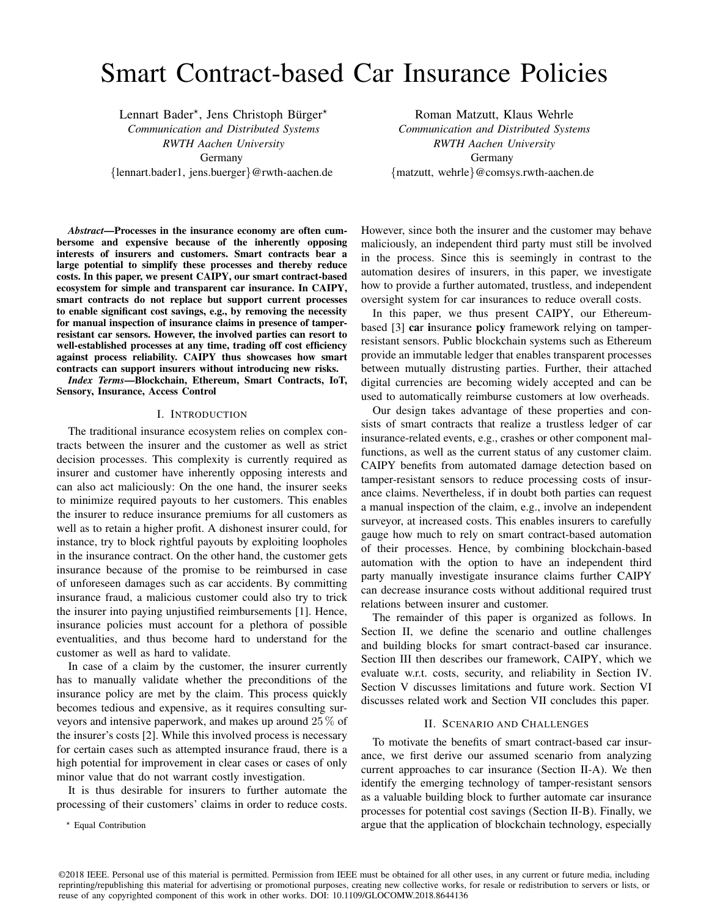# Smart Contract-based Car Insurance Policies

Lennart Bader*, Jens Christoph Bürger*
*Communication and Distributed Systems*
*RWTH Aachen University*
Germany
{lennart.bader1, jens.buerger}@rwth-aachen.de

Roman Matzutt, Klaus Wehrle
*Communication and Distributed Systems*
*RWTH Aachen University*
Germany
{matzutt, wehrle}@comsys.rwth-aachen.de

***Abstract*—Processes in the insurance economy are often cumbersome and expensive because of the inherently opposing interests of insurers and customers. Smart contracts bear a large potential to simplify these processes and thereby reduce costs. In this paper, we present CAIPY, our smart contract-based ecosystem for simple and transparent car insurance. In CAIPY, smart contracts do not replace but support current processes to enable significant cost savings, e.g., by removing the necessity for manual inspection of insurance claims in presence of tamper-resistant car sensors. However, the involved parties can resort to well-established processes at any time, trading off cost efficiency against process reliability. CAIPY thus showcases how smart contracts can support insurers without introducing new risks.**

***Index Terms*—Blockchain, Ethereum, Smart Contracts, IoT, Sensory, Insurance, Access Control**

## I. Introduction

The traditional insurance ecosystem relies on complex contracts between the insurer and the customer as well as strict decision processes. This complexity is currently required as insurer and customer have inherently opposing interests and can also act maliciously: On the one hand, the insurer seeks to minimize required payouts to her customers. This enables the insurer to reduce insurance premiums for all customers as well as to retain a higher profit. A dishonest insurer could, for instance, try to block rightful payouts by exploiting loopholes in the insurance contract. On the other hand, the customer gets insurance because of the promise to be reimbursed in case of unforeseen damages such as car accidents. By committing insurance fraud, a malicious customer could also try to trick the insurer into paying unjustified reimbursements [1]. Hence, insurance policies must account for a plethora of possible eventualities, and thus become hard to understand for the customer as well as hard to validate.

In case of a claim by the customer, the insurer currently has to manually validate whether the preconditions of the insurance policy are met by the claim. This process quickly becomes tedious and expensive, as it requires consulting surveyors and intensive paperwork, and makes up around $25\,\%$ of the insurer's costs [2]. While this involved process is necessary for certain cases such as attempted insurance fraud, there is a high potential for improvement in clear cases or cases of only minor value that do not warrant costly investigation.

It is thus desirable for insurers to further automate the processing of their customers' claims in order to reduce costs. However, since both the insurer and the customer may behave maliciously, an independent third party must still be involved in the process. Since this is seemingly in contrast to the automation desires of insurers, in this paper, we investigate how to provide a further automated, trustless, and independent oversight system for car insurances to reduce overall costs.

In this paper, we thus present CAIPY, our Ethereum-based [3] **c**ar **i**nsurance **p**olic**y** framework relying on tamper-resistant sensors. Public blockchain systems such as Ethereum provide an immutable ledger that enables transparent processes between mutually distrusting parties. Further, their attached digital currencies are becoming widely accepted and can be used to automatically reimburse customers at low overheads.

Our design takes advantage of these properties and consists of smart contracts that realize a trustless ledger of car insurance-related events, e.g., crashes or other component malfunctions, as well as the current status of any customer claim. CAIPY benefits from automated damage detection based on tamper-resistant sensors to reduce processing costs of insurance claims. Nevertheless, if in doubt both parties can request a manual inspection of the claim, e.g., involve an independent surveyor, at increased costs. This enables insurers to carefully gauge how much to rely on smart contract-based automation of their processes. Hence, by combining blockchain-based automation with the option to have an independent third party manually investigate insurance claims further CAIPY can decrease insurance costs without additional required trust relations between insurer and customer.

The remainder of this paper is organized as follows. In Section II, we define the scenario and outline challenges and building blocks for smart contract-based car insurance. Section III then describes our framework, CAIPY, which we evaluate w.r.t. costs, security, and reliability in Section IV. Section V discusses limitations and future work. Section VI discusses related work and Section VII concludes this paper.

## II. Scenario and Challenges

To motivate the benefits of smart contract-based car insurance, we first derive our assumed scenario from analyzing current approaches to car insurance (Section II-A). We then identify the emerging technology of tamper-resistant sensors as a valuable building block to further automate car insurance processes for potential cost savings (Section II-B). Finally, we argue that the application of blockchain technology, especially

* Equal Contribution

©2018 IEEE. Personal use of this material is permitted. Permission from IEEE must be obtained for all other uses, in any current or future media, including reprinting/republishing this material for advertising or promotional purposes, creating new collective works, for resale or redistribution to servers or lists, or reuse of any copyrighted component of this work in other works. DOI: 10.1109/GLOCOMW.2018.8644136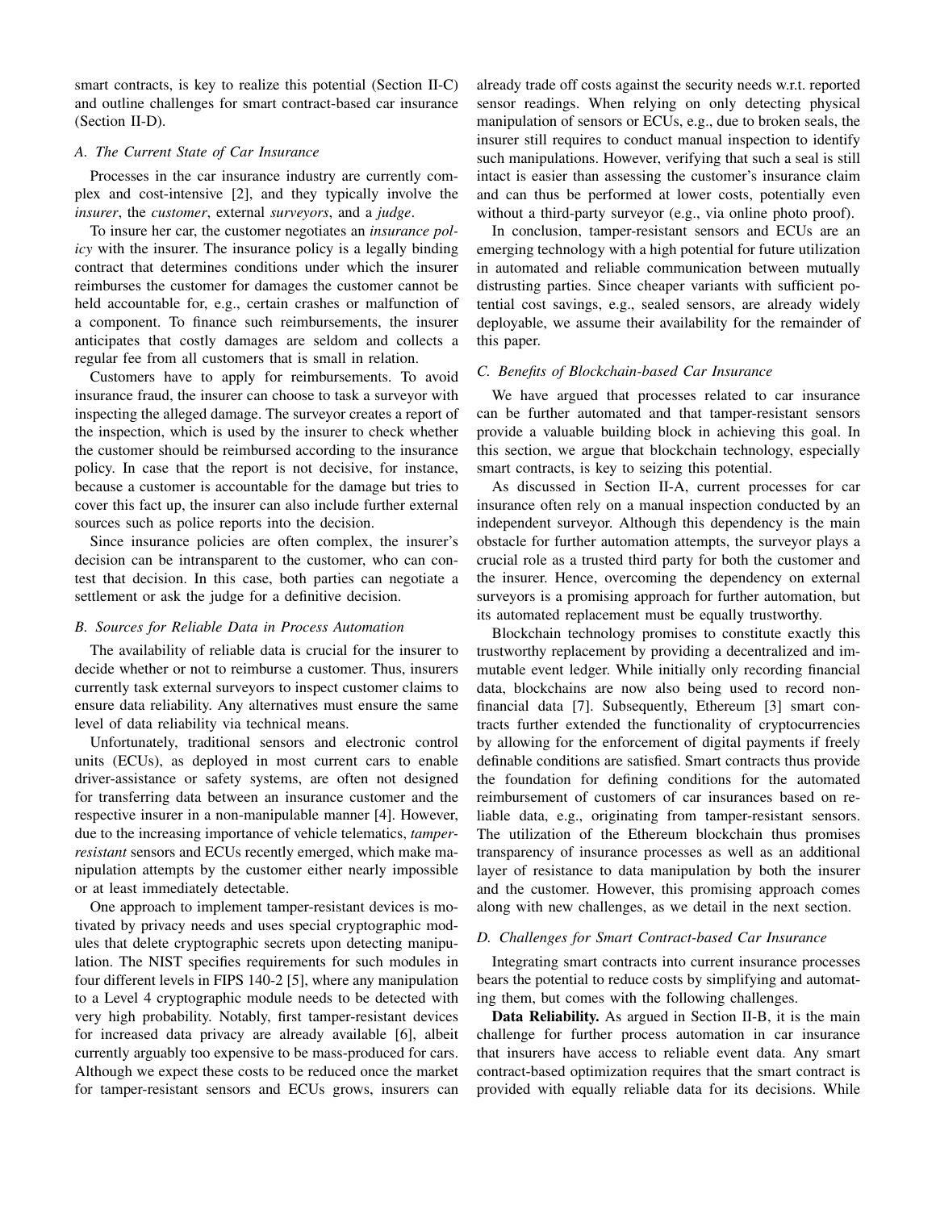smart contracts, is key to realize this potential (Section II-C) and outline challenges for smart contract-based car insurance (Section II-D).

### A. The Current State of Car Insurance

Processes in the car insurance industry are currently complex and cost-intensive [2], and they typically involve the *insurer*, the *customer*, external *surveyors*, and a *judge*.

To insure her car, the customer negotiates an *insurance policy* with the insurer. The insurance policy is a legally binding contract that determines conditions under which the insurer reimburses the customer for damages the customer cannot be held accountable for, e.g., certain crashes or malfunction of a component. To finance such reimbursements, the insurer anticipates that costly damages are seldom and collects a regular fee from all customers that is small in relation.

Customers have to apply for reimbursements. To avoid insurance fraud, the insurer can choose to task a surveyor with inspecting the alleged damage. The surveyor creates a report of the inspection, which is used by the insurer to check whether the customer should be reimbursed according to the insurance policy. In case that the report is not decisive, for instance, because a customer is accountable for the damage but tries to cover this fact up, the insurer can also include further external sources such as police reports into the decision.

Since insurance policies are often complex, the insurer's decision can be intransparent to the customer, who can contest that decision. In this case, both parties can negotiate a settlement or ask the judge for a definitive decision.

### B. Sources for Reliable Data in Process Automation

The availability of reliable data is crucial for the insurer to decide whether or not to reimburse a customer. Thus, insurers currently task external surveyors to inspect customer claims to ensure data reliability. Any alternatives must ensure the same level of data reliability via technical means.

Unfortunately, traditional sensors and electronic control units (ECUs), as deployed in most current cars to enable driver-assistance or safety systems, are often not designed for transferring data between an insurance customer and the respective insurer in a non-manipulable manner [4]. However, due to the increasing importance of vehicle telematics, *tamper-resistant* sensors and ECUs recently emerged, which make manipulation attempts by the customer either nearly impossible or at least immediately detectable.

One approach to implement tamper-resistant devices is motivated by privacy needs and uses special cryptographic modules that delete cryptographic secrets upon detecting manipulation. The NIST specifies requirements for such modules in four different levels in FIPS 140-2 [5], where any manipulation to a Level 4 cryptographic module needs to be detected with very high probability. Notably, first tamper-resistant devices for increased data privacy are already available [6], albeit currently arguably too expensive to be mass-produced for cars. Although we expect these costs to be reduced once the market for tamper-resistant sensors and ECUs grows, insurers can already trade off costs against the security needs w.r.t. reported sensor readings. When relying on only detecting physical manipulation of sensors or ECUs, e.g., due to broken seals, the insurer still requires to conduct manual inspection to identify such manipulations. However, verifying that such a seal is still intact is easier than assessing the customer's insurance claim and can thus be performed at lower costs, potentially even without a third-party surveyor (e.g., via online photo proof).

In conclusion, tamper-resistant sensors and ECUs are an emerging technology with a high potential for future utilization in automated and reliable communication between mutually distrusting parties. Since cheaper variants with sufficient potential cost savings, e.g., sealed sensors, are already widely deployable, we assume their availability for the remainder of this paper.

### C. Benefits of Blockchain-based Car Insurance

We have argued that processes related to car insurance can be further automated and that tamper-resistant sensors provide a valuable building block in achieving this goal. In this section, we argue that blockchain technology, especially smart contracts, is key to seizing this potential.

As discussed in Section II-A, current processes for car insurance often rely on a manual inspection conducted by an independent surveyor. Although this dependency is the main obstacle for further automation attempts, the surveyor plays a crucial role as a trusted third party for both the customer and the insurer. Hence, overcoming the dependency on external surveyors is a promising approach for further automation, but its automated replacement must be equally trustworthy.

Blockchain technology promises to constitute exactly this trustworthy replacement by providing a decentralized and immutable event ledger. While initially only recording financial data, blockchains are now also being used to record non-financial data [7]. Subsequently, Ethereum [3] smart contracts further extended the functionality of cryptocurrencies by allowing for the enforcement of digital payments if freely definable conditions are satisfied. Smart contracts thus provide the foundation for defining conditions for the automated reimbursement of customers of car insurances based on reliable data, e.g., originating from tamper-resistant sensors. The utilization of the Ethereum blockchain thus promises transparency of insurance processes as well as an additional layer of resistance to data manipulation by both the insurer and the customer. However, this promising approach comes along with new challenges, as we detail in the next section.

### D. Challenges for Smart Contract-based Car Insurance

Integrating smart contracts into current insurance processes bears the potential to reduce costs by simplifying and automating them, but comes with the following challenges.

**Data Reliability.** As argued in Section II-B, it is the main challenge for further process automation in car insurance that insurers have access to reliable event data. Any smart contract-based optimization requires that the smart contract is provided with equally reliable data for its decisions. While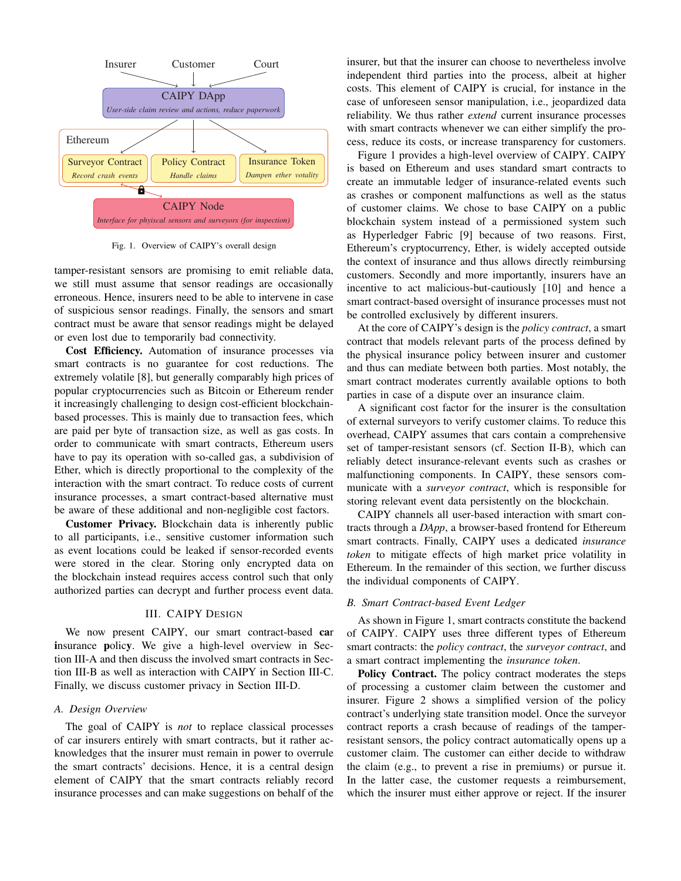Insurer Customer Court

CAIPY DApp
*User-side claim review and actions, reduce paperwork*

Ethereum

Surveyor Contract
*Record crash events*

Policy Contract
*Handle claims*

Insurance Token
*Dampen ether volatity*

CAIPY Node
*Interface for phyiscal sensors and surveyors (for inspection)*

Fig. 1. Overview of CAIPY's overall design

tamper-resistant sensors are promising to emit reliable data, we still must assume that sensor readings are occasionally erroneous. Hence, insurers need to be able to intervene in case of suspicious sensor readings. Finally, the sensors and smart contract must be aware that sensor readings might be delayed or even lost due to temporarily bad connectivity.

**Cost Efficiency.** Automation of insurance processes via smart contracts is no guarantee for cost reductions. The extremely volatile [8], but generally comparably high prices of popular cryptocurrencies such as Bitcoin or Ethereum render it increasingly challenging to design cost-efficient blockchain-based processes. This is mainly due to transaction fees, which are paid per byte of transaction size, as well as gas costs. In order to communicate with smart contracts, Ethereum users have to pay its operation with so-called gas, a subdivision of Ether, which is directly proportional to the complexity of the interaction with the smart contract. To reduce costs of current insurance processes, a smart contract-based alternative must be aware of these additional and non-negligible cost factors.

**Customer Privacy.** Blockchain data is inherently public to all participants, i.e., sensitive customer information such as event locations could be leaked if sensor-recorded events were stored in the clear. Storing only encrypted data on the blockchain instead requires access control such that only authorized parties can decrypt and further process event data.

## III. CAIPY Design

We now present CAIPY, our smart contract-based **ca**r **i**nsurance **p**olic**y**. We give a high-level overview in Section III-A and then discuss the involved smart contracts in Section III-B as well as interaction with CAIPY in Section III-C. Finally, we discuss customer privacy in Section III-D.

### A. Design Overview

The goal of CAIPY is *not* to replace classical processes of car insurers entirely with smart contracts, but it rather acknowledges that the insurer must remain in power to overrule the smart contracts' decisions. Hence, it is a central design element of CAIPY that the smart contracts reliably record insurance processes and can make suggestions on behalf of the insurer, but that the insurer can choose to nevertheless involve independent third parties into the process, albeit at higher costs. This element of CAIPY is crucial, for instance in the case of unforeseen sensor manipulation, i.e., jeopardized data reliability. We thus rather *extend* current insurance processes with smart contracts whenever we can either simplify the process, reduce its costs, or increase transparency for customers.

Figure 1 provides a high-level overview of CAIPY. CAIPY is based on Ethereum and uses standard smart contracts to create an immutable ledger of insurance-related events such as crashes or component malfunctions as well as the status of customer claims. We chose to base CAIPY on a public blockchain system instead of a permissioned system such as Hyperledger Fabric [9] because of two reasons. First, Ethereum's cryptocurrency, Ether, is widely accepted outside the context of insurance and thus allows directly reimbursing customers. Secondly and more importantly, insurers have an incentive to act malicious-but-cautiously [10] and hence a smart contract-based oversight of insurance processes must not be controlled exclusively by different insurers.

At the core of CAIPY's design is the *policy contract*, a smart contract that models relevant parts of the process defined by the physical insurance policy between insurer and customer and thus can mediate between both parties. Most notably, the smart contract moderates currently available options to both parties in case of a dispute over an insurance claim.

A significant cost factor for the insurer is the consultation of external surveyors to verify customer claims. To reduce this overhead, CAIPY assumes that cars contain a comprehensive set of tamper-resistant sensors (cf. Section II-B), which can reliably detect insurance-relevant events such as crashes or malfunctioning components. In CAIPY, these sensors communicate with a *surveyor contract*, which is responsible for storing relevant event data persistently on the blockchain.

CAIPY channels all user-based interaction with smart contracts through a *DApp*, a browser-based frontend for Ethereum smart contracts. Finally, CAIPY uses a dedicated *insurance token* to mitigate effects of high market price volatility in Ethereum. In the remainder of this section, we further discuss the individual components of CAIPY.

### B. Smart Contract-based Event Ledger

As shown in Figure 1, smart contracts constitute the backend of CAIPY. CAIPY uses three different types of Ethereum smart contracts: the *policy contract*, the *surveyor contract*, and a smart contract implementing the *insurance token*.

**Policy Contract.** The policy contract moderates the steps of processing a customer claim between the customer and insurer. Figure 2 shows a simplified version of the policy contract's underlying state transition model. Once the surveyor contract reports a crash because of readings of the tamper-resistant sensors, the policy contract automatically opens up a customer claim. The customer can either decide to withdraw the claim (e.g., to prevent a rise in premiums) or pursue it. In the latter case, the customer requests a reimbursement, which the insurer must either approve or reject. If the insurer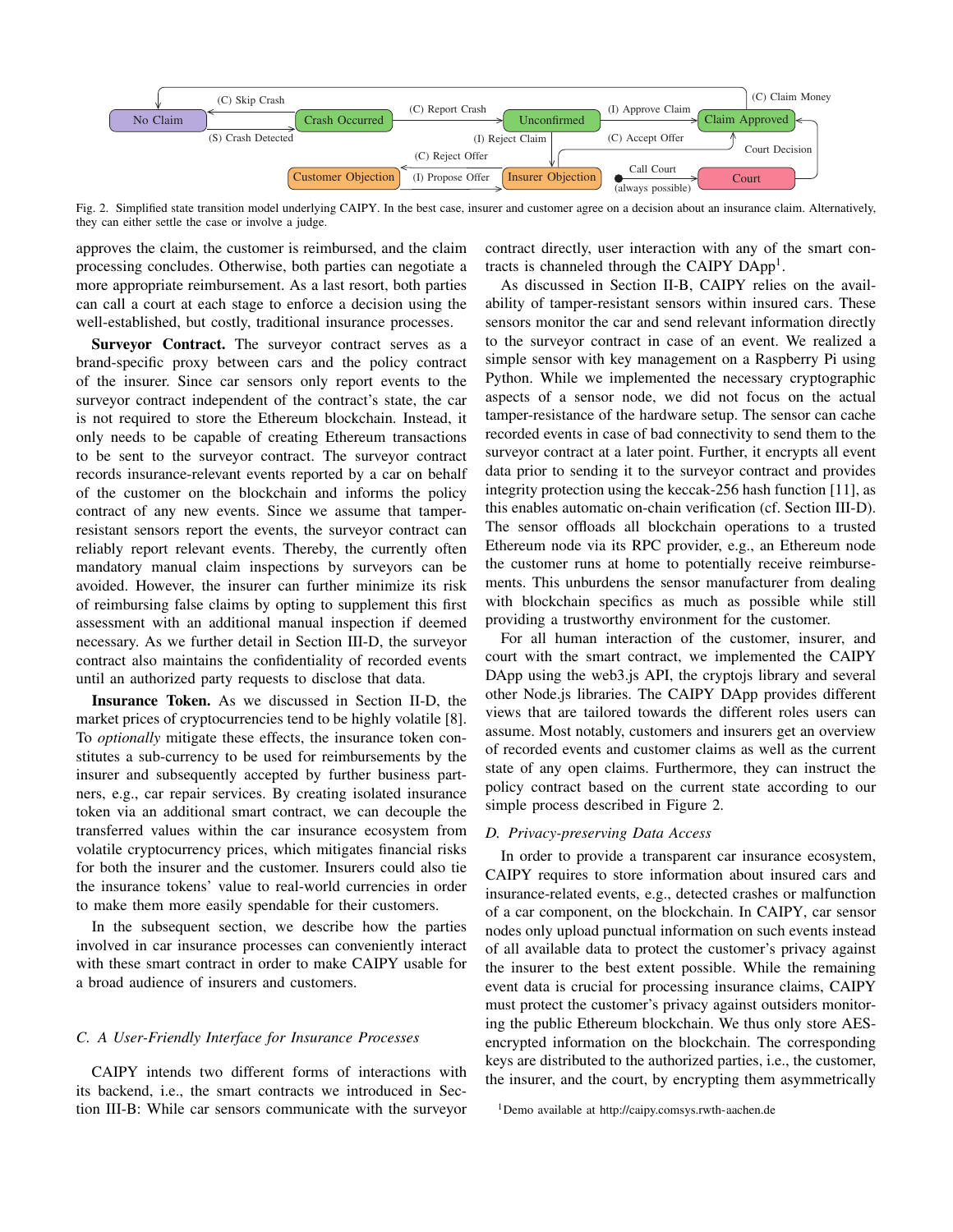Fig. 2. Simplified state transition model underlying CAIPY. In the best case, insurer and customer agree on a decision about an insurance claim. Alternatively, they can either settle the case or involve a judge.

approves the claim, the customer is reimbursed, and the claim processing concludes. Otherwise, both parties can negotiate a more appropriate reimbursement. As a last resort, both parties can call a court at each stage to enforce a decision using the well-established, but costly, traditional insurance processes.

**Surveyor Contract.** The surveyor contract serves as a brand-specific proxy between cars and the policy contract of the insurer. Since car sensors only report events to the surveyor contract independent of the contract's state, the car is not required to store the Ethereum blockchain. Instead, it only needs to be capable of creating Ethereum transactions to be sent to the surveyor contract. The surveyor contract records insurance-relevant events reported by a car on behalf of the customer on the blockchain and informs the policy contract of any new events. Since we assume that tamper-resistant sensors report the events, the surveyor contract can reliably report relevant events. Thereby, the currently often mandatory manual claim inspections by surveyors can be avoided. However, the insurer can further minimize its risk of reimbursing false claims by opting to supplement this first assessment with an additional manual inspection if deemed necessary. As we further detail in Section III-D, the surveyor contract also maintains the confidentiality of recorded events until an authorized party requests to disclose that data.

**Insurance Token.** As we discussed in Section II-D, the market prices of cryptocurrencies tend to be highly volatile [8]. To *optionally* mitigate these effects, the insurance token constitutes a sub-currency to be used for reimbursements by the insurer and subsequently accepted by further business partners, e.g., car repair services. By creating isolated insurance token via an additional smart contract, we can decouple the transferred values within the car insurance ecosystem from volatile cryptocurrency prices, which mitigates financial risks for both the insurer and the customer. Insurers could also tie the insurance tokens' value to real-world currencies in order to make them more easily spendable for their customers.

In the subsequent section, we describe how the parties involved in car insurance processes can conveniently interact with these smart contract in order to make CAIPY usable for a broad audience of insurers and customers.

### C. A User-Friendly Interface for Insurance Processes

CAIPY intends two different forms of interactions with its backend, i.e., the smart contracts we introduced in Section III-B: While car sensors communicate with the surveyor contract directly, user interaction with any of the smart contracts is channeled through the CAIPY DApp[1].

As discussed in Section II-B, CAIPY relies on the availability of tamper-resistant sensors within insured cars. These sensors monitor the car and send relevant information directly to the surveyor contract in case of an event. We realized a simple sensor with key management on a Raspberry Pi using Python. While we implemented the necessary cryptographic aspects of a sensor node, we did not focus on the actual tamper-resistance of the hardware setup. The sensor can cache recorded events in case of bad connectivity to send them to the surveyor contract at a later point. Further, it encrypts all event data prior to sending it to the surveyor contract and provides integrity protection using the keccak-256 hash function [11], as this enables automatic on-chain verification (cf. Section III-D). The sensor offloads all blockchain operations to a trusted Ethereum node via its RPC provider, e.g., an Ethereum node the customer runs at home to potentially receive reimbursements. This unburdens the sensor manufacturer from dealing with blockchain specifics as much as possible while still providing a trustworthy environment for the customer.

For all human interaction of the customer, insurer, and court with the smart contract, we implemented the CAIPY DApp using the web3.js API, the cryptojs library and several other Node.js libraries. The CAIPY DApp provides different views that are tailored towards the different roles users can assume. Most notably, customers and insurers get an overview of recorded events and customer claims as well as the current state of any open claims. Furthermore, they can instruct the policy contract based on the current state according to our simple process described in Figure 2.

### D. Privacy-preserving Data Access

In order to provide a transparent car insurance ecosystem, CAIPY requires to store information about insured cars and insurance-related events, e.g., detected crashes or malfunction of a car component, on the blockchain. In CAIPY, car sensor nodes only upload punctual information on such events instead of all available data to protect the customer's privacy against the insurer to the best extent possible. While the remaining event data is crucial for processing insurance claims, CAIPY must protect the customer's privacy against outsiders monitoring the public Ethereum blockchain. We thus only store AES-encrypted information on the blockchain. The corresponding keys are distributed to the authorized parties, i.e., the customer, the insurer, and the court, by encrypting them asymmetrically

[1] Demo available at http://caipy.comsys.rwth-aachen.de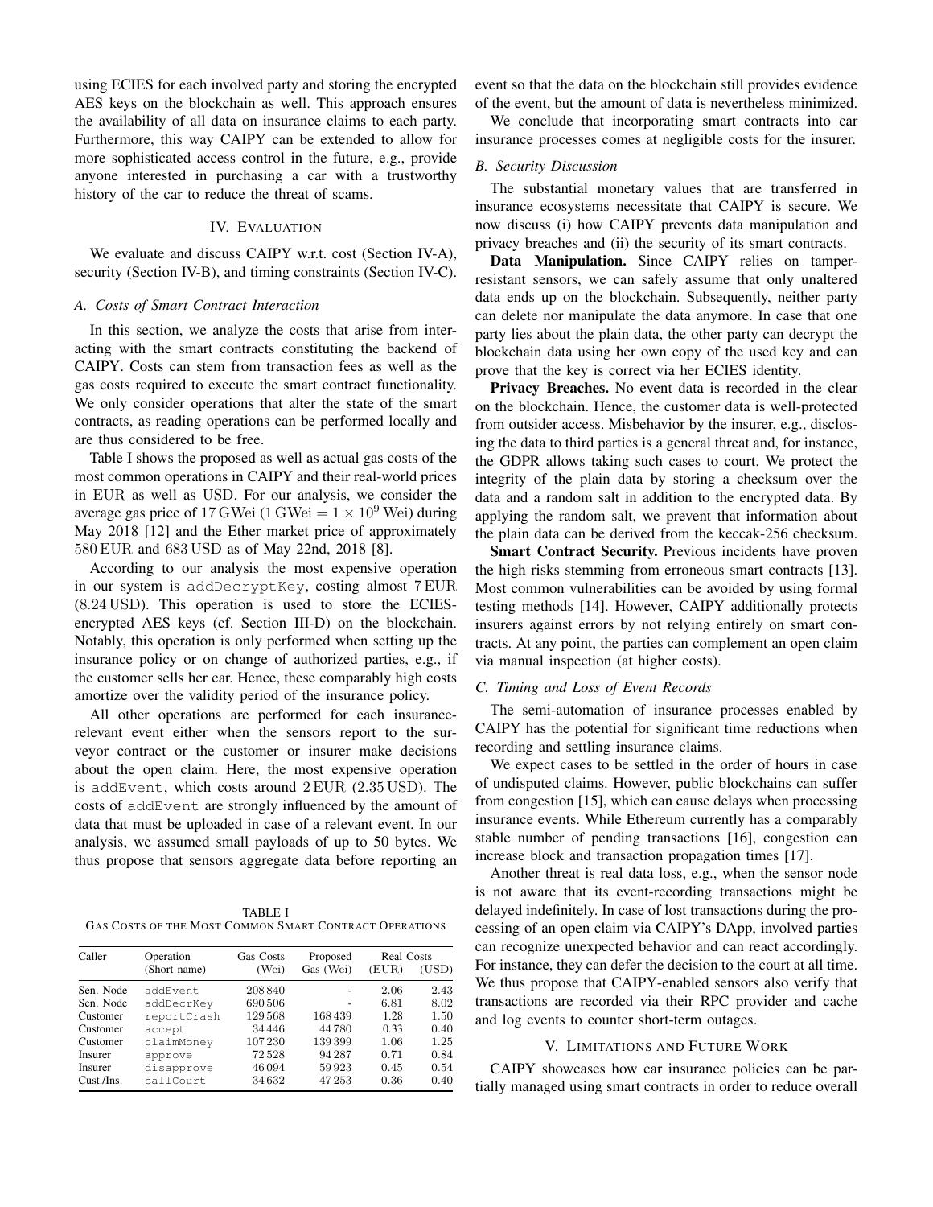using ECIES for each involved party and storing the encrypted AES keys on the blockchain as well. This approach ensures the availability of all data on insurance claims to each party. Furthermore, this way CAIPY can be extended to allow for more sophisticated access control in the future, e.g., provide anyone interested in purchasing a car with a trustworthy history of the car to reduce the threat of scams.

## IV. Evaluation

We evaluate and discuss CAIPY w.r.t. cost (Section IV-A), security (Section IV-B), and timing constraints (Section IV-C).

### A. Costs of Smart Contract Interaction

In this section, we analyze the costs that arise from interacting with the smart contracts constituting the backend of CAIPY. Costs can stem from transaction fees as well as the gas costs required to execute the smart contract functionality. We only consider operations that alter the state of the smart contracts, as reading operations can be performed locally and are thus considered to be free.

Table I shows the proposed as well as actual gas costs of the most common operations in CAIPY and their real-world prices in EUR as well as USD. For our analysis, we consider the average gas price of 17 GWei (1 GWei $= 1 \times 10^9$ Wei) during May 2018 [12] and the Ether market price of approximately 580 EUR and 683 USD as of May 22nd, 2018 [8].

According to our analysis the most expensive operation in our system is `addDecryptKey`, costing almost 7 EUR (8.24 USD). This operation is used to store the ECIES-encrypted AES keys (cf. Section III-D) on the blockchain. Notably, this operation is only performed when setting up the insurance policy or on change of authorized parties, e.g., if the customer sells her car. Hence, these comparably high costs amortize over the validity period of the insurance policy.

All other operations are performed for each insurance-relevant event either when the sensors report to the surveyor contract or the customer or insurer make decisions about the open claim. Here, the most expensive operation is `addEvent`, which costs around 2 EUR (2.35 USD). The costs of `addEvent` are strongly influenced by the amount of data that must be uploaded in case of a relevant event. In our analysis, we assumed small payloads of up to 50 bytes. We thus propose that sensors aggregate data before reporting an event so that the data on the blockchain still provides evidence of the event, but the amount of data is nevertheless minimized.

TABLE I
Gas Costs of the Most Common Smart Contract Operations

| Caller | Operation (Short name) | Gas Costs (Wei) | Proposed Gas (Wei) | Real Costs (EUR) | Real Costs (USD) |
|---|---|---|---|---|---|
| Sen. Node | `addEvent` | 208 840 | - | 2.06 | 2.43 |
| Sen. Node | `addDecrKey` | 690 506 | - | 6.81 | 8.02 |
| Customer | `reportCrash` | 129 568 | 168 439 | 1.28 | 1.50 |
| Customer | `accept` | 34 446 | 44 780 | 0.33 | 0.40 |
| Customer | `claimMoney` | 107 230 | 139 399 | 1.06 | 1.25 |
| Insurer | `approve` | 72 528 | 94 287 | 0.71 | 0.84 |
| Insurer | `disapprove` | 46 094 | 59 923 | 0.45 | 0.54 |
| Cust./Ins. | `callCourt` | 34 632 | 47 253 | 0.36 | 0.40 |

We conclude that incorporating smart contracts into car insurance processes comes at negligible costs for the insurer.

### B. Security Discussion

The substantial monetary values that are transferred in insurance ecosystems necessitate that CAIPY is secure. We now discuss (i) how CAIPY prevents data manipulation and privacy breaches and (ii) the security of its smart contracts.

**Data Manipulation.** Since CAIPY relies on tamper-resistant sensors, we can safely assume that only unaltered data ends up on the blockchain. Subsequently, neither party can delete nor manipulate the data anymore. In case that one party lies about the plain data, the other party can decrypt the blockchain data using her own copy of the used key and can prove that the key is correct via her ECIES identity.

**Privacy Breaches.** No event data is recorded in the clear on the blockchain. Hence, the customer data is well-protected from outsider access. Misbehavior by the insurer, e.g., disclosing the data to third parties is a general threat and, for instance, the GDPR allows taking such cases to court. We protect the integrity of the plain data by storing a checksum over the data and a random salt in addition to the encrypted data. By applying the random salt, we prevent that information about the plain data can be derived from the keccak-256 checksum.

**Smart Contract Security.** Previous incidents have proven the high risks stemming from erroneous smart contracts [13]. Most common vulnerabilities can be avoided by using formal testing methods [14]. However, CAIPY additionally protects insurers against errors by not relying entirely on smart contracts. At any point, the parties can complement an open claim via manual inspection (at higher costs).

### C. Timing and Loss of Event Records

The semi-automation of insurance processes enabled by CAIPY has the potential for significant time reductions when recording and settling insurance claims.

We expect cases to be settled in the order of hours in case of undisputed claims. However, public blockchains can suffer from congestion [15], which can cause delays when processing insurance events. While Ethereum currently has a comparably stable number of pending transactions [16], congestion can increase block and transaction propagation times [17].

Another threat is real data loss, e.g., when the sensor node is not aware that its event-recording transactions might be delayed indefinitely. In case of lost transactions during the processing of an open claim via CAIPY's DApp, involved parties can recognize unexpected behavior and can react accordingly. For instance, they can defer the decision to the court at all time. We thus propose that CAIPY-enabled sensors also verify that transactions are recorded via their RPC provider and cache and log events to counter short-term outages.

## V. Limitations and Future Work

CAIPY showcases how car insurance policies can be partially managed using smart contracts in order to reduce overall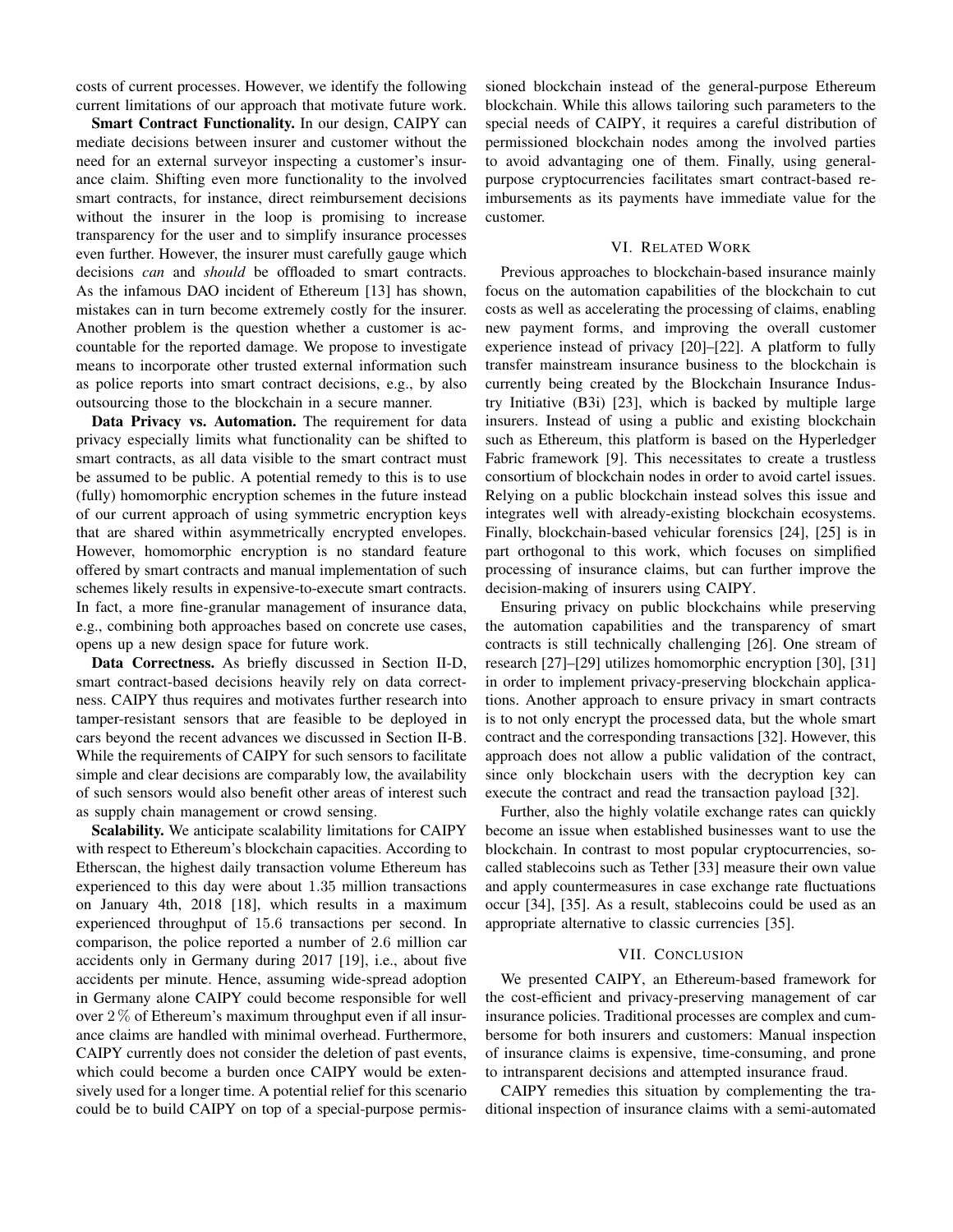costs of current processes. However, we identify the following current limitations of our approach that motivate future work.

**Smart Contract Functionality.** In our design, CAIPY can mediate decisions between insurer and customer without the need for an external surveyor inspecting a customer's insurance claim. Shifting even more functionality to the involved smart contracts, for instance, direct reimbursement decisions without the insurer in the loop is promising to increase transparency for the user and to simplify insurance processes even further. However, the insurer must carefully gauge which decisions *can* and *should* be offloaded to smart contracts. As the infamous DAO incident of Ethereum [13] has shown, mistakes can in turn become extremely costly for the insurer. Another problem is the question whether a customer is accountable for the reported damage. We propose to investigate means to incorporate other trusted external information such as police reports into smart contract decisions, e.g., by also outsourcing those to the blockchain in a secure manner.

**Data Privacy vs. Automation.** The requirement for data privacy especially limits what functionality can be shifted to smart contracts, as all data visible to the smart contract must be assumed to be public. A potential remedy to this is to use (fully) homomorphic encryption schemes in the future instead of our current approach of using symmetric encryption keys that are shared within asymmetrically encrypted envelopes. However, homomorphic encryption is no standard feature offered by smart contracts and manual implementation of such schemes likely results in expensive-to-execute smart contracts. In fact, a more fine-granular management of insurance data, e.g., combining both approaches based on concrete use cases, opens up a new design space for future work.

**Data Correctness.** As briefly discussed in Section II-D, smart contract-based decisions heavily rely on data correctness. CAIPY thus requires and motivates further research into tamper-resistant sensors that are feasible to be deployed in cars beyond the recent advances we discussed in Section II-B. While the requirements of CAIPY for such sensors to facilitate simple and clear decisions are comparably low, the availability of such sensors would also benefit other areas of interest such as supply chain management or crowd sensing.

**Scalability.** We anticipate scalability limitations for CAIPY with respect to Ethereum's blockchain capacities. According to Etherscan, the highest daily transaction volume Ethereum has experienced to this day were about 1.35 million transactions on January 4th, 2018 [18], which results in a maximum experienced throughput of 15.6 transactions per second. In comparison, the police reported a number of 2.6 million car accidents only in Germany during 2017 [19], i.e., about five accidents per minute. Hence, assuming wide-spread adoption in Germany alone CAIPY could become responsible for well over 2 % of Ethereum's maximum throughput even if all insurance claims are handled with minimal overhead. Furthermore, CAIPY currently does not consider the deletion of past events, which could become a burden once CAIPY would be extensively used for a longer time. A potential relief for this scenario could be to build CAIPY on top of a special-purpose permissioned blockchain instead of the general-purpose Ethereum blockchain. While this allows tailoring such parameters to the special needs of CAIPY, it requires a careful distribution of permissioned blockchain nodes among the involved parties to avoid advantaging one of them. Finally, using general-purpose cryptocurrencies facilitates smart contract-based reimbursements as its payments have immediate value for the customer.

## VI. Related Work

Previous approaches to blockchain-based insurance mainly focus on the automation capabilities of the blockchain to cut costs as well as accelerating the processing of claims, enabling new payment forms, and improving the overall customer experience instead of privacy [20]–[22]. A platform to fully transfer mainstream insurance business to the blockchain is currently being created by the Blockchain Insurance Industry Initiative (B3i) [23], which is backed by multiple large insurers. Instead of using a public and existing blockchain such as Ethereum, this platform is based on the Hyperledger Fabric framework [9]. This necessitates to create a trustless consortium of blockchain nodes in order to avoid cartel issues. Relying on a public blockchain instead solves this issue and integrates well with already-existing blockchain ecosystems. Finally, blockchain-based vehicular forensics [24], [25] is in part orthogonal to this work, which focuses on simplified processing of insurance claims, but can further improve the decision-making of insurers using CAIPY.

Ensuring privacy on public blockchains while preserving the automation capabilities and the transparency of smart contracts is still technically challenging [26]. One stream of research [27]–[29] utilizes homomorphic encryption [30], [31] in order to implement privacy-preserving blockchain applications. Another approach to ensure privacy in smart contracts is to not only encrypt the processed data, but the whole smart contract and the corresponding transactions [32]. However, this approach does not allow a public validation of the contract, since only blockchain users with the decryption key can execute the contract and read the transaction payload [32].

Further, also the highly volatile exchange rates can quickly become an issue when established businesses want to use the blockchain. In contrast to most popular cryptocurrencies, so-called stablecoins such as Tether [33] measure their own value and apply countermeasures in case exchange rate fluctuations occur [34], [35]. As a result, stablecoins could be used as an appropriate alternative to classic currencies [35].

## VII. Conclusion

We presented CAIPY, an Ethereum-based framework for the cost-efficient and privacy-preserving management of car insurance policies. Traditional processes are complex and cumbersome for both insurers and customers: Manual inspection of insurance claims is expensive, time-consuming, and prone to intransparent decisions and attempted insurance fraud.

CAIPY remedies this situation by complementing the traditional inspection of insurance claims with a semi-automated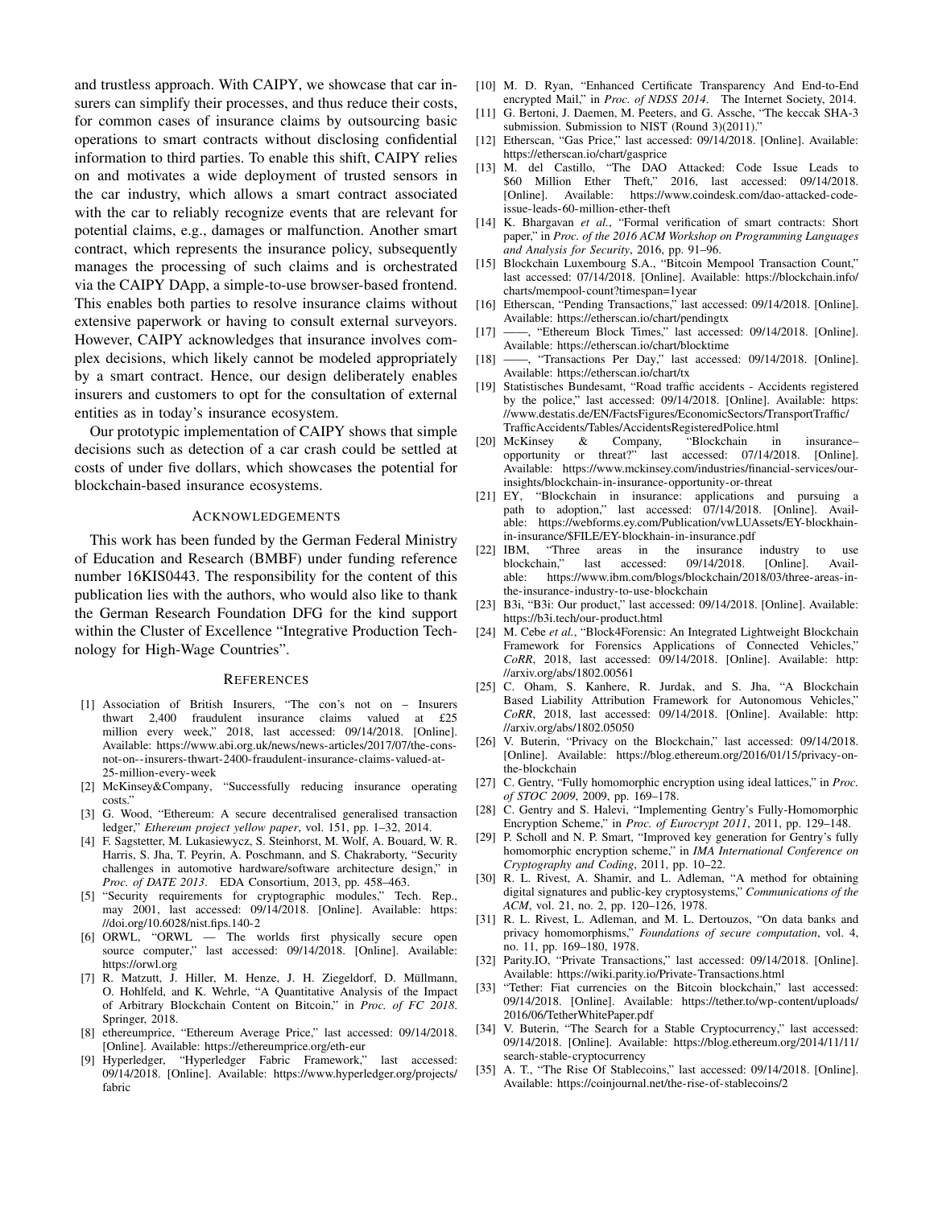and trustless approach. With CAIPY, we showcase that car insurers can simplify their processes, and thus reduce their costs, for common cases of insurance claims by outsourcing basic operations to smart contracts without disclosing confidential information to third parties. To enable this shift, CAIPY relies on and motivates a wide deployment of trusted sensors in the car industry, which allows a smart contract associated with the car to reliably recognize events that are relevant for potential claims, e.g., damages or malfunction. Another smart contract, which represents the insurance policy, subsequently manages the processing of such claims and is orchestrated via the CAIPY DApp, a simple-to-use browser-based frontend. This enables both parties to resolve insurance claims without extensive paperwork or having to consult external surveyors. However, CAIPY acknowledges that insurance involves complex decisions, which likely cannot be modeled appropriately by a smart contract. Hence, our design deliberately enables insurers and customers to opt for the consultation of external entities as in today's insurance ecosystem.

Our prototypic implementation of CAIPY shows that simple decisions such as detection of a car crash could be settled at costs of under five dollars, which showcases the potential for blockchain-based insurance ecosystems.

## Acknowledgements

This work has been funded by the German Federal Ministry of Education and Research (BMBF) under funding reference number 16KIS0443. The responsibility for the content of this publication lies with the authors, who would also like to thank the German Research Foundation DFG for the kind support within the Cluster of Excellence "Integrative Production Technology for High-Wage Countries".

## References

[1] Association of British Insurers, "The con's not on – Insurers thwart 2,400 fraudulent insurance claims valued at £25 million every week," 2018, last accessed: 09/14/2018. [Online]. Available: https://www.abi.org.uk/news/news-articles/2017/07/the-cons-not-on--insurers-thwart-2400-fraudulent-insurance-claims-valued-at-25-million-every-week

[2] McKinsey&Company, "Successfully reducing insurance operating costs."

[3] G. Wood, "Ethereum: A secure decentralised generalised transaction ledger," *Ethereum project yellow paper*, vol. 151, pp. 1–32, 2014.

[4] F. Sagstetter, M. Lukasiewycz, S. Steinhorst, M. Wolf, A. Bouard, W. R. Harris, S. Jha, T. Peyrin, A. Poschmann, and S. Chakraborty, "Security challenges in automotive hardware/software architecture design," in *Proc. of DATE 2013*. EDA Consortium, 2013, pp. 458–463.

[5] "Security requirements for cryptographic modules," Tech. Rep., may 2001, last accessed: 09/14/2018. [Online]. Available: https://doi.org/10.6028/nist.fips.140-2

[6] ORWL, "ORWL — The worlds first physically secure open source computer," last accessed: 09/14/2018. [Online]. Available: https://orwl.org

[7] R. Matzutt, J. Hiller, M. Henze, J. H. Ziegeldorf, D. Müllmann, O. Hohlfeld, and K. Wehrle, "A Quantitative Analysis of the Impact of Arbitrary Blockchain Content on Bitcoin," in *Proc. of FC 2018*. Springer, 2018.

[8] ethereumprice, "Ethereum Average Price," last accessed: 09/14/2018. [Online]. Available: https://ethereumprice.org/eth-eur

[9] Hyperledger, "Hyperledger Fabric Framework," last accessed: 09/14/2018. [Online]. Available: https://www.hyperledger.org/projects/fabric

[10] M. D. Ryan, "Enhanced Certificate Transparency And End-to-End encrypted Mail," in *Proc. of NDSS 2014*. The Internet Society, 2014.

[11] G. Bertoni, J. Daemen, M. Peeters, and G. Assche, "The keccak SHA-3 submission. Submission to NIST (Round 3)(2011)."

[12] Etherscan, "Gas Price," last accessed: 09/14/2018. [Online]. Available: https://etherscan.io/chart/gasprice

[13] M. del Castillo, "The DAO Attacked: Code Issue Leads to \$60 Million Ether Theft," 2016, last accessed: 09/14/2018. [Online]. Available: https://www.coindesk.com/dao-attacked-code-issue-leads-60-million-ether-theft

[14] K. Bhargavan *et al.*, "Formal verification of smart contracts: Short paper," in *Proc. of the 2016 ACM Workshop on Programming Languages and Analysis for Security*, 2016, pp. 91–96.

[15] Blockchain Luxembourg S.A., "Bitcoin Mempool Transaction Count," last accessed: 07/14/2018. [Online]. Available: https://blockchain.info/charts/mempool-count?timespan=1year

[16] Etherscan, "Pending Transactions," last accessed: 09/14/2018. [Online]. Available: https://etherscan.io/chart/pendingtx

[17] ——, "Ethereum Block Times," last accessed: 09/14/2018. [Online]. Available: https://etherscan.io/chart/blocktime

[18] ——, "Transactions Per Day," last accessed: 09/14/2018. [Online]. Available: https://etherscan.io/chart/tx

[19] Statistisches Bundesamt, "Road traffic accidents - Accidents registered by the police," last accessed: 09/14/2018. [Online]. Available: https://www.destatis.de/EN/FactsFigures/EconomicSectors/TransportTraffic/TrafficAccidents/Tables/AccidentsRegisteredPolice.html

[20] McKinsey & Company, "Blockchain in insurance– opportunity or threat?" last accessed: 07/14/2018. [Online]. Available: https://www.mckinsey.com/industries/financial-services/our-insights/blockchain-in-insurance-opportunity-or-threat

[21] EY, "Blockchain in insurance: applications and pursuing a path to adoption," last accessed: 07/14/2018. [Online]. Available: https://webforms.ey.com/Publication/vwLUAssets/EY-blockhain-in-insurance/$FILE/EY-blockhain-in-insurance.pdf

[22] IBM, "Three areas in the insurance industry to use blockchain," last accessed: 09/14/2018. [Online]. Available: https://www.ibm.com/blogs/blockchain/2018/03/three-areas-in-the-insurance-industry-to-use-blockchain

[23] B3i, "B3i: Our product," last accessed: 09/14/2018. [Online]. Available: https://b3i.tech/our-product.html

[24] M. Cebe *et al.*, "Block4Forensic: An Integrated Lightweight Blockchain Framework for Forensics Applications of Connected Vehicles," *CoRR*, 2018, last accessed: 09/14/2018. [Online]. Available: http://arxiv.org/abs/1802.00561

[25] C. Oham, S. Kanhere, R. Jurdak, and S. Jha, "A Blockchain Based Liability Attribution Framework for Autonomous Vehicles," *CoRR*, 2018, last accessed: 09/14/2018. [Online]. Available: http://arxiv.org/abs/1802.05050

[26] V. Buterin, "Privacy on the Blockchain," last accessed: 09/14/2018. [Online]. Available: https://blog.ethereum.org/2016/01/15/privacy-on-the-blockchain

[27] C. Gentry, "Fully homomorphic encryption using ideal lattices," in *Proc. of STOC 2009*, 2009, pp. 169–178.

[28] C. Gentry and S. Halevi, "Implementing Gentry's Fully-Homomorphic Encryption Scheme," in *Proc. of Eurocrypt 2011*, 2011, pp. 129–148.

[29] P. Scholl and N. P. Smart, "Improved key generation for Gentry's fully homomorphic encryption scheme," in *IMA International Conference on Cryptography and Coding*, 2011, pp. 10–22.

[30] R. L. Rivest, A. Shamir, and L. Adleman, "A method for obtaining digital signatures and public-key cryptosystems," *Communications of the ACM*, vol. 21, no. 2, pp. 120–126, 1978.

[31] R. L. Rivest, L. Adleman, and M. L. Dertouzos, "On data banks and privacy homomorphisms," *Foundations of secure computation*, vol. 4, no. 11, pp. 169–180, 1978.

[32] Parity.IO, "Private Transactions," last accessed: 09/14/2018. [Online]. Available: https://wiki.parity.io/Private-Transactions.html

[33] "Tether: Fiat currencies on the Bitcoin blockchain," last accessed: 09/14/2018. [Online]. Available: https://tether.to/wp-content/uploads/2016/06/TetherWhitePaper.pdf

[34] V. Buterin, "The Search for a Stable Cryptocurrency," last accessed: 09/14/2018. [Online]. Available: https://blog.ethereum.org/2014/11/11/search-stable-cryptocurrency

[35] A. T., "The Rise Of Stablecoins," last accessed: 09/14/2018. [Online]. Available: https://coinjournal.net/the-rise-of-stablecoins/2